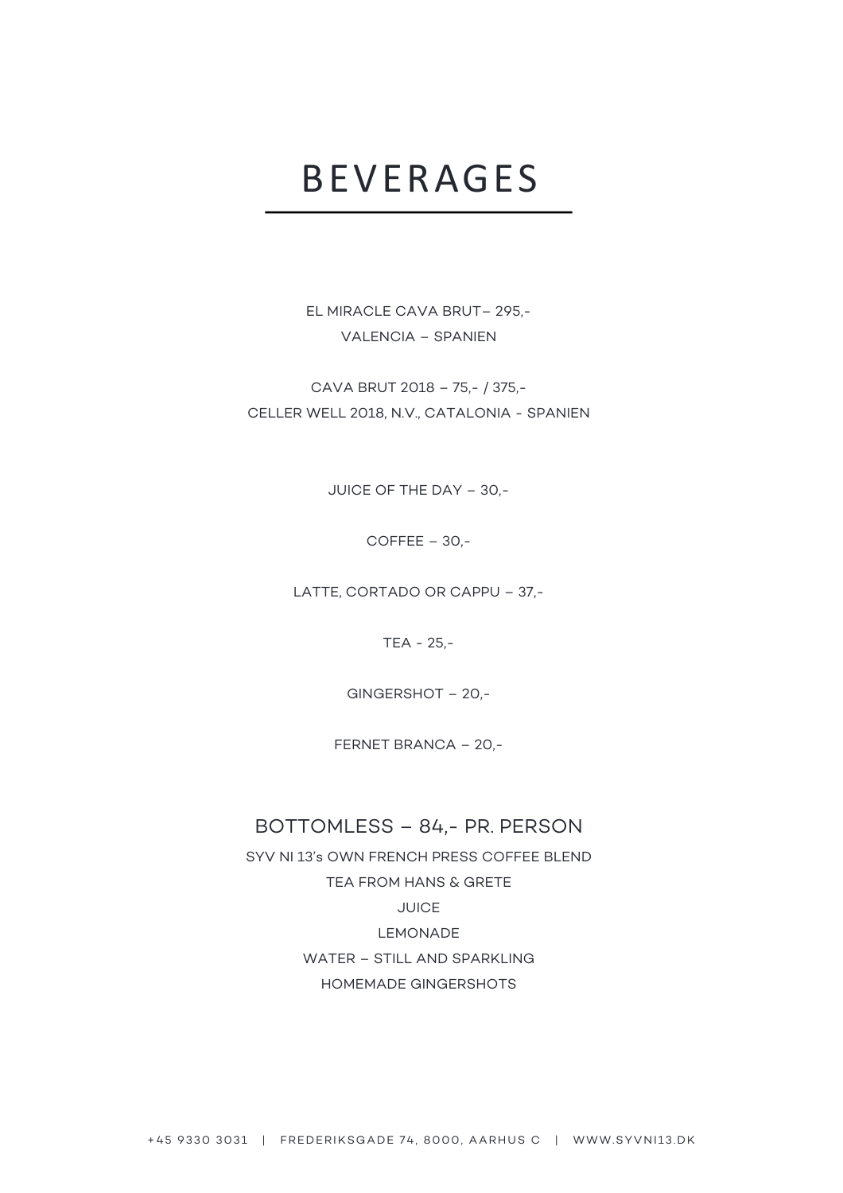# BEVERAGES

EL MIRACLE CAVA BRUT– 295,-
VALENCIA – SPANIEN

CAVA BRUT 2018 – 75,- / 375,-
CELLER WELL 2018, N.V., CATALONIA - SPANIEN

JUICE OF THE DAY – 30,-

COFFEE – 30,-

LATTE, CORTADO OR CAPPU – 37,-

TEA - 25,-

GINGERSHOT – 20,-

FERNET BRANCA – 20,-

## BOTTOMLESS – 84,- PR. PERSON

SYV NI 13's OWN FRENCH PRESS COFFEE BLEND
TEA FROM HANS & GRETE
JUICE
LEMONADE
WATER – STILL AND SPARKLING
HOMEMADE GINGERSHOTS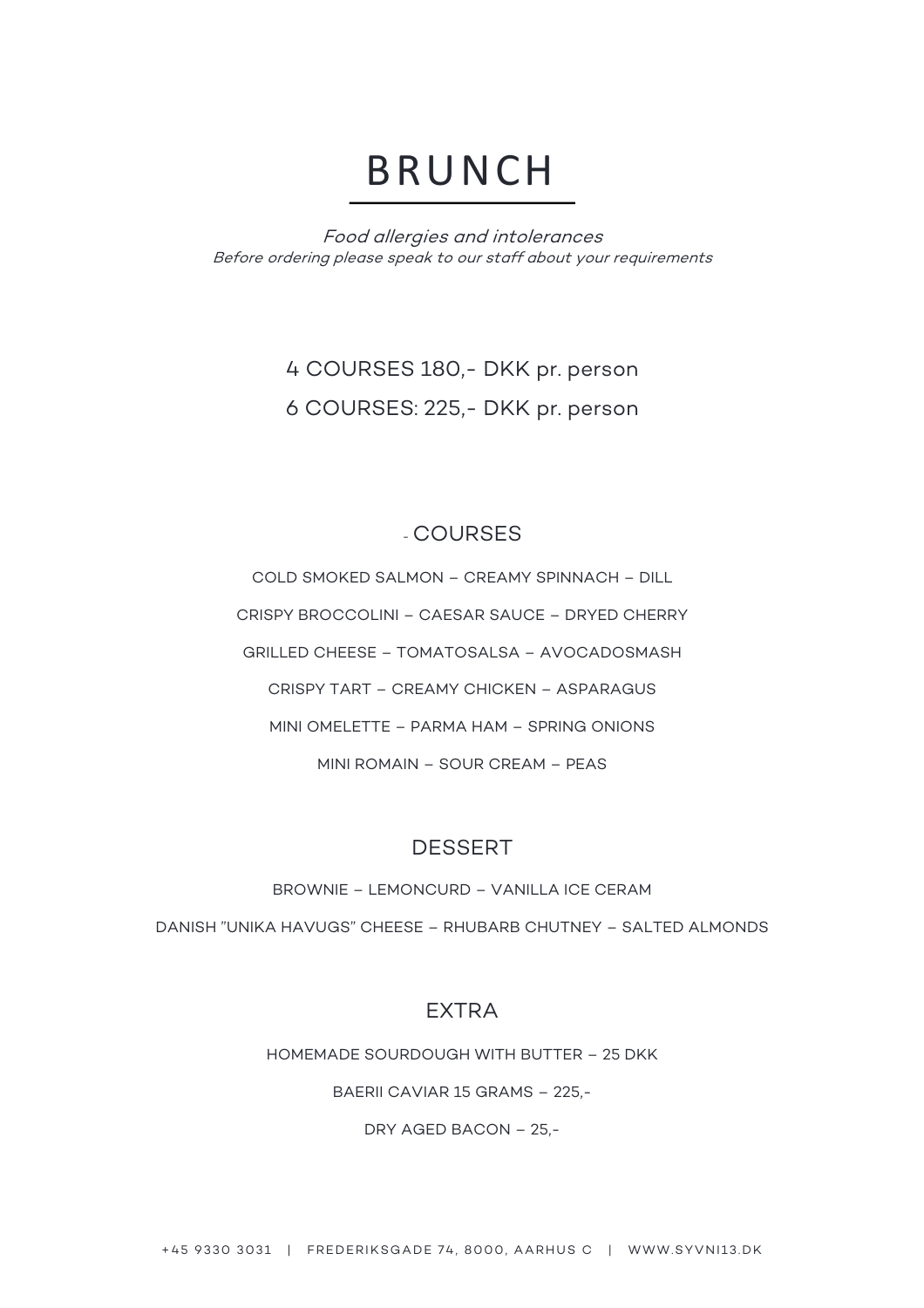# BRUNCH

*Food allergies and intolerances*
*Before ordering please speak to our staff about your requirements*

4 COURSES 180,- DKK pr. person

6 COURSES: 225,- DKK pr. person

## - COURSES

COLD SMOKED SALMON – CREAMY SPINNACH – DILL

CRISPY BROCCOLINI – CAESAR SAUCE – DRYED CHERRY

GRILLED CHEESE – TOMATOSALSA – AVOCADOSMASH

CRISPY TART – CREAMY CHICKEN – ASPARAGUS

MINI OMELETTE – PARMA HAM – SPRING ONIONS

MINI ROMAIN – SOUR CREAM – PEAS

## DESSERT

BROWNIE – LEMONCURD – VANILLA ICE CERAM

DANISH "UNIKA HAVUGS" CHEESE – RHUBARB CHUTNEY – SALTED ALMONDS

## EXTRA

HOMEMADE SOURDOUGH WITH BUTTER – 25 DKK

BAERII CAVIAR 15 GRAMS – 225,-

DRY AGED BACON – 25,-

+45 9330 3031 | FREDERIKSGADE 74, 8000, AARHUS C | WWW.SYVNI13.DK